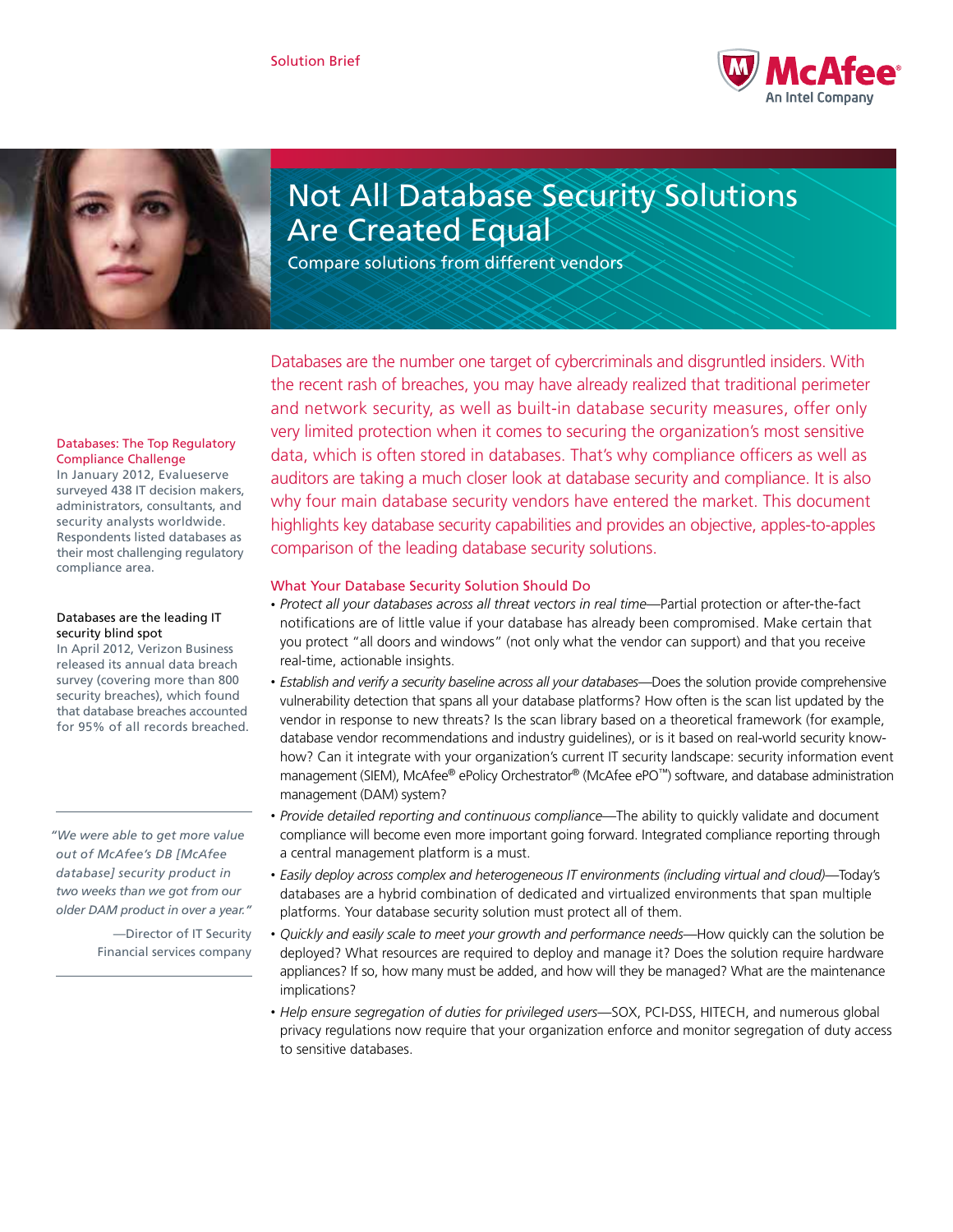Solution Brief

# Not All Database Security Solutions Are Created Equal

Compare solutions from different vendors

Databases are the number one target of cybercriminals and disgruntled insiders. With the recent rash of breaches, you may have already realized that traditional perimeter and network security, as well as built-in database security measures, offer only very limited protection when it comes to securing the organization's most sensitive data, which is often stored in databases. That's why compliance officers as well as auditors are taking a much closer look at database security and compliance. It is also why four main database security vendors have entered the market. This document highlights key database security capabilities and provides an objective, apples-to-apples comparison of the leading database security solutions.

## What Your Database Security Solution Should Do

- *Protect all your databases across all threat vectors in real time*—Partial protection or after-the-fact notifications are of little value if your database has already been compromised. Make certain that you protect "all doors and windows" (not only what the vendor can support) and that you receive real-time, actionable insights.
- *Establish and verify a security baseline across all your databases*—Does the solution provide comprehensive vulnerability detection that spans all your database platforms? How often is the scan list updated by the vendor in response to new threats? Is the scan library based on a theoretical framework (for example, database vendor recommendations and industry guidelines), or is it based on real-world security know-how? Can it integrate with your organization's current IT security landscape: security information event management (SIEM), McAfee® ePolicy Orchestrator® (McAfee ePO™) software, and database administration management (DAM) system?
- *Provide detailed reporting and continuous compliance*—The ability to quickly validate and document compliance will become even more important going forward. Integrated compliance reporting through a central management platform is a must.
- *Easily deploy across complex and heterogeneous IT environments (including virtual and cloud)*—Today's databases are a hybrid combination of dedicated and virtualized environments that span multiple platforms. Your database security solution must protect all of them.
- *Quickly and easily scale to meet your growth and performance needs*—How quickly can the solution be deployed? What resources are required to deploy and manage it? Does the solution require hardware appliances? If so, how many must be added, and how will they be managed? What are the maintenance implications?
- *Help ensure segregation of duties for privileged users*—SOX, PCI-DSS, HITECH, and numerous global privacy regulations now require that your organization enforce and monitor segregation of duty access to sensitive databases.

### Databases: The Top Regulatory Compliance Challenge

In January 2012, Evalueserve surveyed 438 IT decision makers, administrators, consultants, and security analysts worldwide. Respondents listed databases as their most challenging regulatory compliance area.

### Databases are the leading IT security blind spot

In April 2012, Verizon Business released its annual data breach survey (covering more than 800 security breaches), which found that database breaches accounted for 95% of all records breached.

*"We were able to get more value out of McAfee's DB [McAfee database] security product in two weeks than we got from our older DAM product in over a year."*

—Director of IT Security
Financial services company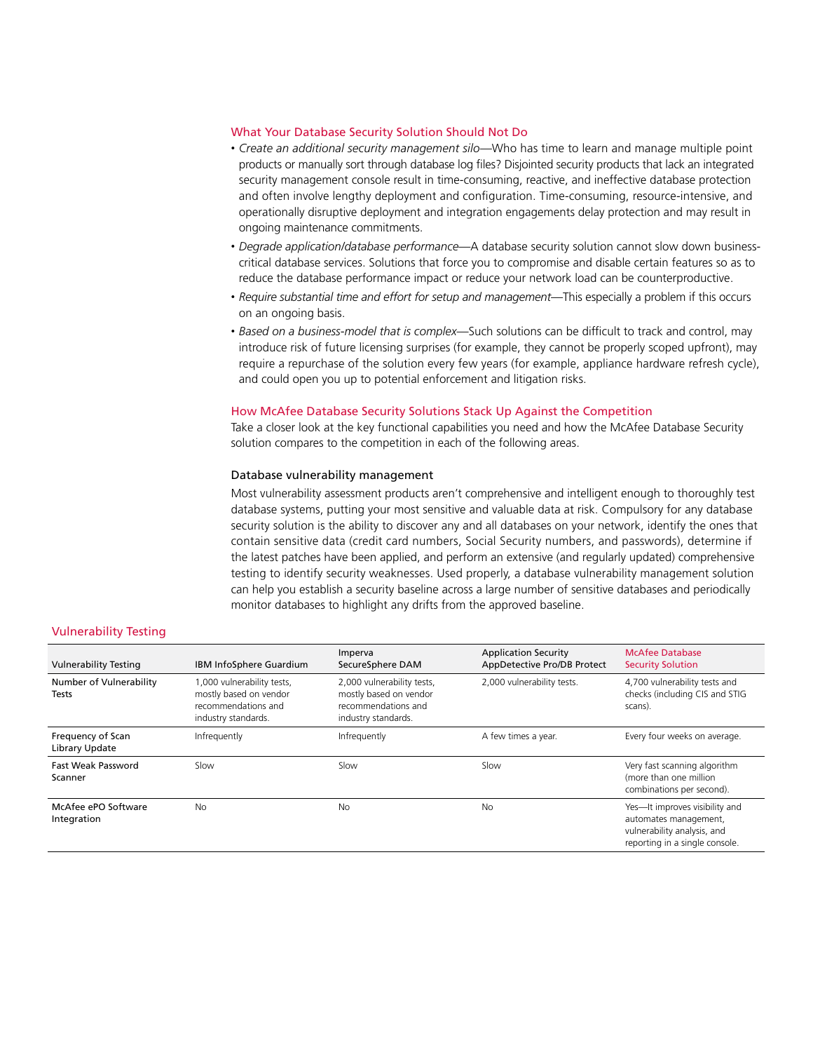## What Your Database Security Solution Should Not Do

- *Create an additional security management silo*—Who has time to learn and manage multiple point products or manually sort through database log files? Disjointed security products that lack an integrated security management console result in time-consuming, reactive, and ineffective database protection and often involve lengthy deployment and configuration. Time-consuming, resource-intensive, and operationally disruptive deployment and integration engagements delay protection and may result in ongoing maintenance commitments.
- *Degrade application/database performance*—A database security solution cannot slow down business-critical database services. Solutions that force you to compromise and disable certain features so as to reduce the database performance impact or reduce your network load can be counterproductive.
- *Require substantial time and effort for setup and management*—This especially a problem if this occurs on an ongoing basis.
- *Based on a business-model that is complex*—Such solutions can be difficult to track and control, may introduce risk of future licensing surprises (for example, they cannot be properly scoped upfront), may require a repurchase of the solution every few years (for example, appliance hardware refresh cycle), and could open you up to potential enforcement and litigation risks.

## How McAfee Database Security Solutions Stack Up Against the Competition

Take a closer look at the key functional capabilities you need and how the McAfee Database Security solution compares to the competition in each of the following areas.

### Database vulnerability management

Most vulnerability assessment products aren't comprehensive and intelligent enough to thoroughly test database systems, putting your most sensitive and valuable data at risk. Compulsory for any database security solution is the ability to discover any and all databases on your network, identify the ones that contain sensitive data (credit card numbers, Social Security numbers, and passwords), determine if the latest patches have been applied, and perform an extensive (and regularly updated) comprehensive testing to identify security weaknesses. Used properly, a database vulnerability management solution can help you establish a security baseline across a large number of sensitive databases and periodically monitor databases to highlight any drifts from the approved baseline.

### Vulnerability Testing

| Vulnerability Testing | IBM InfoSphere Guardium | Imperva SecureSphere DAM | Application Security AppDetective Pro/DB Protect | McAfee Database Security Solution |
|---|---|---|---|---|
| Number of Vulnerability Tests | 1,000 vulnerability tests, mostly based on vendor recommendations and industry standards. | 2,000 vulnerability tests, mostly based on vendor recommendations and industry standards. | 2,000 vulnerability tests. | 4,700 vulnerability tests and checks (including CIS and STIG scans). |
| Frequency of Scan Library Update | Infrequently | Infrequently | A few times a year. | Every four weeks on average. |
| Fast Weak Password Scanner | Slow | Slow | Slow | Very fast scanning algorithm (more than one million combinations per second). |
| McAfee ePO Software Integration | No | No | No | Yes—It improves visibility and automates management, vulnerability analysis, and reporting in a single console. |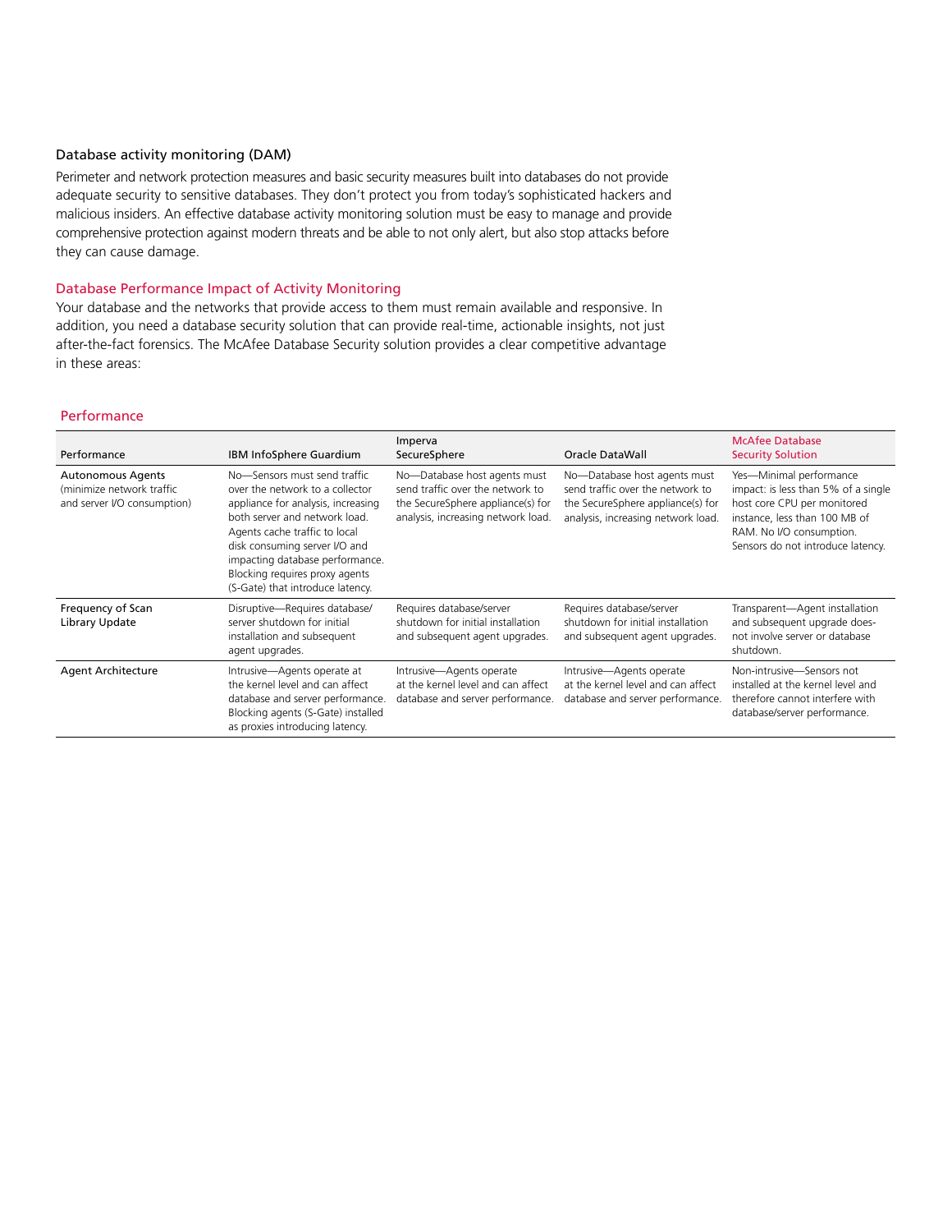### Database activity monitoring (DAM)

Perimeter and network protection measures and basic security measures built into databases do not provide adequate security to sensitive databases. They don't protect you from today's sophisticated hackers and malicious insiders. An effective database activity monitoring solution must be easy to manage and provide comprehensive protection against modern threats and be able to not only alert, but also stop attacks before they can cause damage.

### Database Performance Impact of Activity Monitoring

Your database and the networks that provide access to them must remain available and responsive. In addition, you need a database security solution that can provide real-time, actionable insights, not just after-the-fact forensics. The McAfee Database Security solution provides a clear competitive advantage in these areas:

#### Performance

| Performance | IBM InfoSphere Guardium | Imperva SecureSphere | Oracle DataWall | McAfee Database Security Solution |
|---|---|---|---|---|
| Autonomous Agents (minimize network traffic and server I/O consumption) | No—Sensors must send traffic over the network to a collector appliance for analysis, increasing both server and network load. Agents cache traffic to local disk consuming server I/O and impacting database performance. Blocking requires proxy agents (S-Gate) that introduce latency. | No—Database host agents must send traffic over the network to the SecureSphere appliance(s) for analysis, increasing network load. | No—Database host agents must send traffic over the network to the SecureSphere appliance(s) for analysis, increasing network load. | Yes—Minimal performance impact: is less than 5% of a single host core CPU per monitored instance, less than 100 MB of RAM. No I/O consumption. Sensors do not introduce latency. |
| Frequency of Scan Library Update | Disruptive—Requires database/server shutdown for initial installation and subsequent agent upgrades. | Requires database/server shutdown for initial installation and subsequent agent upgrades. | Requires database/server shutdown for initial installation and subsequent agent upgrades. | Transparent—Agent installation and subsequent upgrade does-not involve server or database shutdown. |
| Agent Architecture | Intrusive—Agents operate at the kernel level and can affect database and server performance. Blocking agents (S-Gate) installed as proxies introducing latency. | Intrusive—Agents operate at the kernel level and can affect database and server performance. | Intrusive—Agents operate at the kernel level and can affect database and server performance. | Non-intrusive—Sensors not installed at the kernel level and therefore cannot interfere with database/server performance. |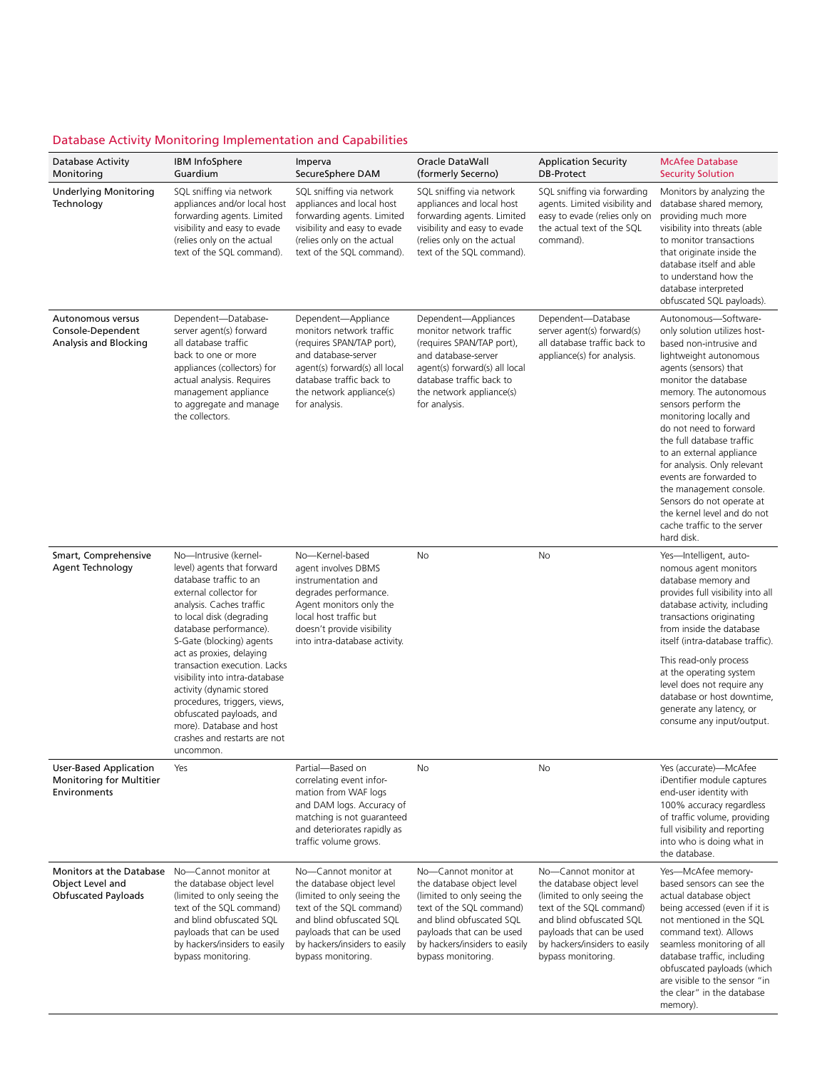## Database Activity Monitoring Implementation and Capabilities

| Database Activity Monitoring | IBM InfoSphere Guardium | Imperva SecureSphere DAM | Oracle DataWall (formerly Secerno) | Application Security DB-Protect | McAfee Database Security Solution |
|---|---|---|---|---|---|
| Underlying Monitoring Technology | SQL sniffing via network appliances and/or local host forwarding agents. Limited visibility and easy to evade (relies only on the actual text of the SQL command). | SQL sniffing via network appliances and local host forwarding agents. Limited visibility and easy to evade (relies only on the actual text of the SQL command). | SQL sniffing via network appliances and local host forwarding agents. Limited visibility and easy to evade (relies only on the actual text of the SQL command). | SQL sniffing via forwarding agents. Limited visibility and easy to evade (relies only on the actual text of the SQL command). | Monitors by analyzing the database shared memory, providing much more visibility into threats (able to monitor transactions that originate inside the database itself and able to understand how the database interpreted obfuscated SQL payloads). |
| Autonomous versus Console-Dependent Analysis and Blocking | Dependent—Database-server agent(s) forward all database traffic back to one or more appliances (collectors) for actual analysis. Requires management appliance to aggregate and manage the collectors. | Dependent—Appliance monitors network traffic (requires SPAN/TAP port), and database-server agent(s) forward(s) all local database traffic back to the network appliance(s) for analysis. | Dependent—Appliances monitor network traffic (requires SPAN/TAP port), and database-server agent(s) forward(s) all local database traffic back to the network appliance(s) for analysis. | Dependent—Database server agent(s) forward(s) all database traffic back to appliance(s) for analysis. | Autonomous—Software-only solution utilizes host-based non-intrusive and lightweight autonomous agents (sensors) that monitor the database memory. The autonomous sensors perform the monitoring locally and do not need to forward the full database traffic to an external appliance for analysis. Only relevant events are forwarded to the management console. Sensors do not operate at the kernel level and do not cache traffic to the server hard disk. |
| Smart, Comprehensive Agent Technology | No—Intrusive (kernel-level) agents that forward database traffic to an external collector for analysis. Caches traffic to local disk (degrading database performance). S-Gate (blocking) agents act as proxies, delaying transaction execution. Lacks visibility into intra-database activity (dynamic stored procedures, triggers, views, obfuscated payloads, and more). Database and host crashes and restarts are not uncommon. | No—Kernel-based agent involves DBMS instrumentation and degrades performance. Agent monitors only the local host traffic but doesn't provide visibility into intra-database activity. | No | No | Yes—Intelligent, autonomous agent monitors database memory and provides full visibility into all database activity, including transactions originating from inside the database itself (intra-database traffic).<br><br>This read-only process at the operating system level does not require any database or host downtime, generate any latency, or consume any input/output. |
| User-Based Application Monitoring for Multitier Environments | Yes | Partial—Based on correlating event information from WAF logs and DAM logs. Accuracy of matching is not guaranteed and deteriorates rapidly as traffic volume grows. | No | No | Yes (accurate)—McAfee iIdentifier module captures end-user identity with 100% accuracy regardless of traffic volume, providing full visibility and reporting into who is doing what in the database. |
| Monitors at the Database Object Level and Obfuscated Payloads | No—Cannot monitor at the database object level (limited to only seeing the text of the SQL command) and blind obfuscated SQL payloads that can be used by hackers/insiders to easily bypass monitoring. | No—Cannot monitor at the database object level (limited to only seeing the text of the SQL command) and blind obfuscated SQL payloads that can be used by hackers/insiders to easily bypass monitoring. | No—Cannot monitor at the database object level (limited to only seeing the text of the SQL command) and blind obfuscated SQL payloads that can be used by hackers/insiders to easily bypass monitoring. | No—Cannot monitor at the database object level (limited to only seeing the text of the SQL command) and blind obfuscated SQL payloads that can be used by hackers/insiders to easily bypass monitoring. | Yes—McAfee memory-based sensors can see the actual database object being accessed (even if it is not mentioned in the SQL command text). Allows seamless monitoring of all database traffic, including obfuscated payloads (which are visible to the sensor "in the clear" in the database memory). |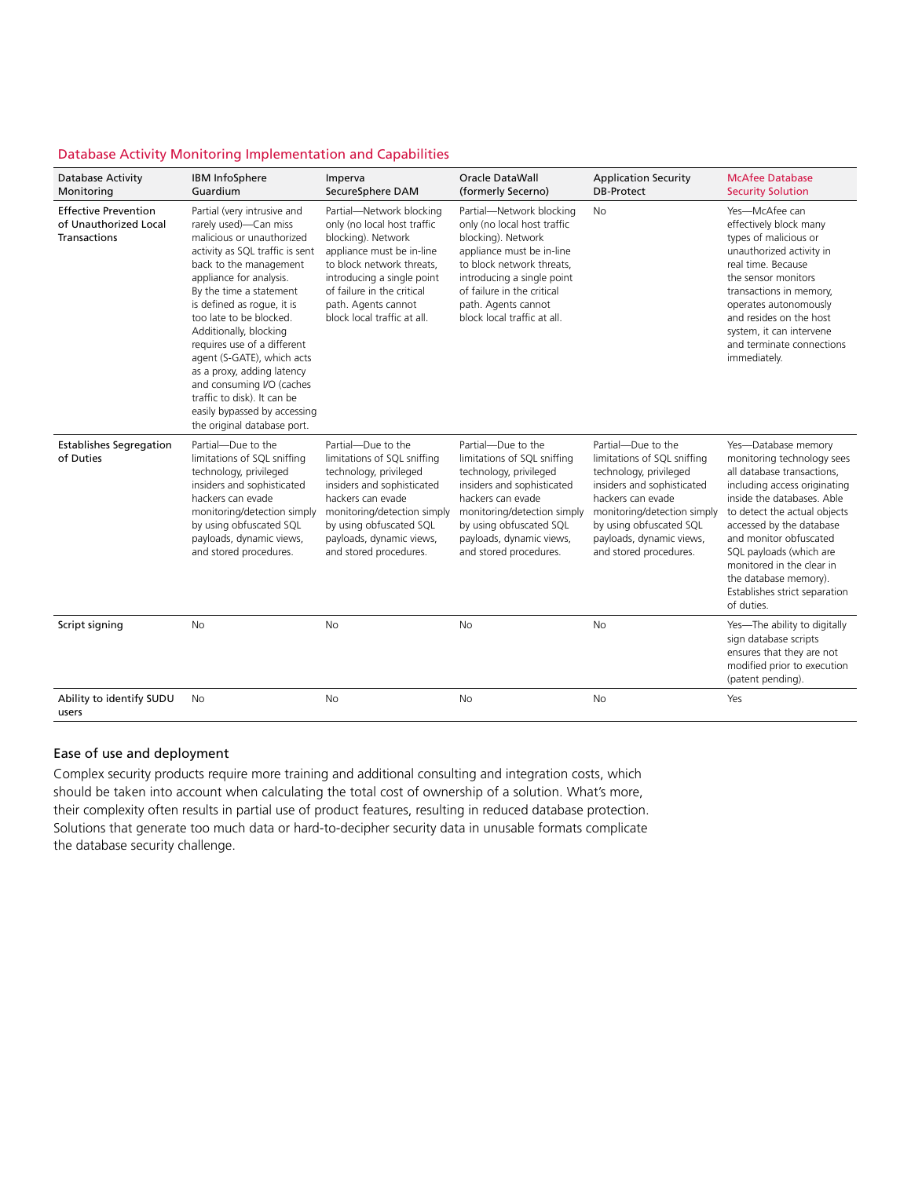## Database Activity Monitoring Implementation and Capabilities

| Database Activity Monitoring | IBM InfoSphere Guardium | Imperva SecureSphere DAM | Oracle DataWall (formerly Secerno) | Application Security DB-Protect | McAfee Database Security Solution |
|---|---|---|---|---|---|
| Effective Prevention of Unauthorized Local Transactions | Partial (very intrusive and rarely used)—Can miss malicious or unauthorized activity as SQL traffic is sent back to the management appliance for analysis. By the time a statement is defined as rogue, it is too late to be blocked. Additionally, blocking requires use of a different agent (S-GATE), which acts as a proxy, adding latency and consuming I/O (caches traffic to disk). It can be easily bypassed by accessing the original database port. | Partial—Network blocking only (no local host traffic blocking). Network appliance must be in-line to block network threats, introducing a single point of failure in the critical path. Agents cannot block local traffic at all. | Partial—Network blocking only (no local host traffic blocking). Network appliance must be in-line to block network threats, introducing a single point of failure in the critical path. Agents cannot block local traffic at all. | No | Yes—McAfee can effectively block many types of malicious or unauthorized activity in real time. Because the sensor monitors transactions in memory, operates autonomously and resides on the host system, it can intervene and terminate connections immediately. |
| Establishes Segregation of Duties | Partial—Due to the limitations of SQL sniffing technology, privileged insiders and sophisticated hackers can evade monitoring/detection simply by using obfuscated SQL payloads, dynamic views, and stored procedures. | Partial—Due to the limitations of SQL sniffing technology, privileged insiders and sophisticated hackers can evade monitoring/detection simply by using obfuscated SQL payloads, dynamic views, and stored procedures. | Partial—Due to the limitations of SQL sniffing technology, privileged insiders and sophisticated hackers can evade monitoring/detection simply by using obfuscated SQL payloads, dynamic views, and stored procedures. | Partial—Due to the limitations of SQL sniffing technology, privileged insiders and sophisticated hackers can evade monitoring/detection simply by using obfuscated SQL payloads, dynamic views, and stored procedures. | Yes—Database memory monitoring technology sees all database transactions, including access originating inside the databases. Able to detect the actual objects accessed by the database and monitor obfuscated SQL payloads (which are monitored in the clear in the database memory). Establishes strict separation of duties. |
| Script signing | No | No | No | No | Yes—The ability to digitally sign database scripts ensures that they are not modified prior to execution (patent pending). |
| Ability to identify SUDU users | No | No | No | No | Yes |

### Ease of use and deployment

Complex security products require more training and additional consulting and integration costs, which should be taken into account when calculating the total cost of ownership of a solution. What's more, their complexity often results in partial use of product features, resulting in reduced database protection. Solutions that generate too much data or hard-to-decipher security data in unusable formats complicate the database security challenge.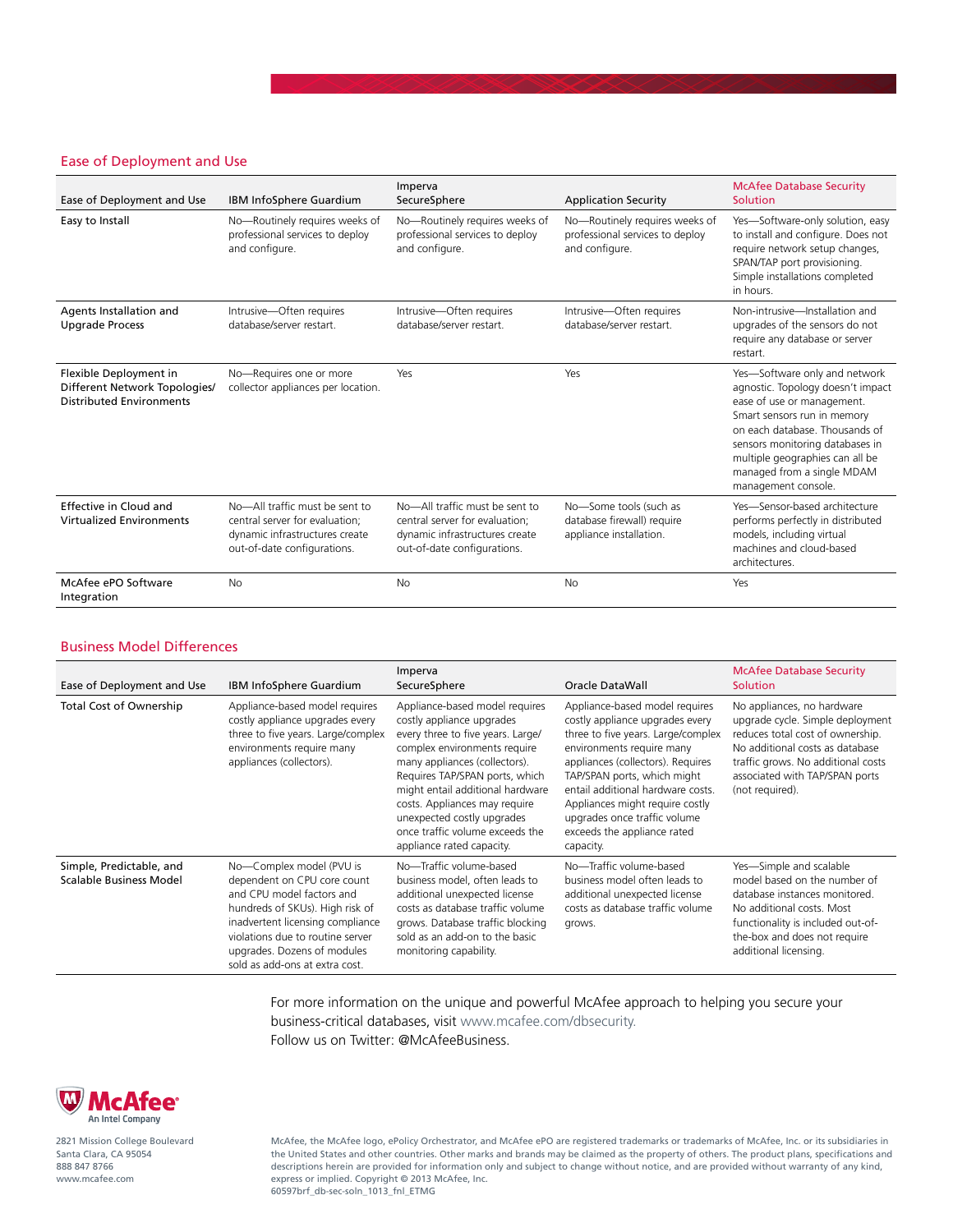## Ease of Deployment and Use

| Ease of Deployment and Use | IBM InfoSphere Guardium | Imperva SecureSphere | Application Security | McAfee Database Security Solution |
|---|---|---|---|---|
| Easy to Install | No—Routinely requires weeks of professional services to deploy and configure. | No—Routinely requires weeks of professional services to deploy and configure. | No—Routinely requires weeks of professional services to deploy and configure. | Yes—Software-only solution, easy to install and configure. Does not require network setup changes, SPAN/TAP port provisioning. Simple installations completed in hours. |
| Agents Installation and Upgrade Process | Intrusive—Often requires database/server restart. | Intrusive—Often requires database/server restart. | Intrusive—Often requires database/server restart. | Non-intrusive—Installation and upgrades of the sensors do not require any database or server restart. |
| Flexible Deployment in Different Network Topologies/ Distributed Environments | No—Requires one or more collector appliances per location. | Yes | Yes | Yes—Software only and network agnostic. Topology doesn't impact ease of use or management. Smart sensors run in memory on each database. Thousands of sensors monitoring databases in multiple geographies can all be managed from a single MDAM management console. |
| Effective in Cloud and Virtualized Environments | No—All traffic must be sent to central server for evaluation; dynamic infrastructures create out-of-date configurations. | No—All traffic must be sent to central server for evaluation; dynamic infrastructures create out-of-date configurations. | No—Some tools (such as database firewall) require appliance installation. | Yes—Sensor-based architecture performs perfectly in distributed models, including virtual machines and cloud-based architectures. |
| McAfee ePO Software Integration | No | No | No | Yes |

## Business Model Differences

| Ease of Deployment and Use | IBM InfoSphere Guardium | Imperva SecureSphere | Oracle DataWall | McAfee Database Security Solution |
|---|---|---|---|---|
| Total Cost of Ownership | Appliance-based model requires costly appliance upgrades every three to five years. Large/complex environments require many appliances (collectors). | Appliance-based model requires costly appliance upgrades every three to five years. Large/ complex environments require many appliances (collectors). Requires TAP/SPAN ports, which might entail additional hardware costs. Appliances may require unexpected costly upgrades once traffic volume exceeds the appliance rated capacity. | Appliance-based model requires costly appliance upgrades every three to five years. Large/complex environments require many appliances (collectors). Requires TAP/SPAN ports, which might entail additional hardware costs. Appliances might require costly upgrades once traffic volume exceeds the appliance rated capacity. | No appliances, no hardware upgrade cycle. Simple deployment reduces total cost of ownership. No additional costs as database traffic grows. No additional costs associated with TAP/SPAN ports (not required). |
| Simple, Predictable, and Scalable Business Model | No—Complex model (PVU is dependent on CPU core count and CPU model factors and hundreds of SKUs). High risk of inadvertent licensing compliance violations due to routine server upgrades. Dozens of modules sold as add-ons at extra cost. | No—Traffic volume-based business model, often leads to additional unexpected license costs as database traffic volume grows. Database traffic blocking sold as an add-on to the basic monitoring capability. | No—Traffic volume-based business model often leads to additional unexpected license costs as database traffic volume grows. | Yes—Simple and scalable model based on the number of database instances monitored. No additional costs. Most functionality is included out-of-the-box and does not require additional licensing. |

For more information on the unique and powerful McAfee approach to helping you secure your business-critical databases, visit www.mcafee.com/dbsecurity.
Follow us on Twitter: @McAfeeBusiness.

McAfee
An Intel Company

2821 Mission College Boulevard
Santa Clara, CA 95054
888 847 8766
www.mcafee.com

McAfee, the McAfee logo, ePolicy Orchestrator, and McAfee ePO are registered trademarks or trademarks of McAfee, Inc. or its subsidiaries in the United States and other countries. Other marks and brands may be claimed as the property of others. The product plans, specifications and descriptions herein are provided for information only and subject to change without notice, and are provided without warranty of any kind, express or implied. Copyright © 2013 McAfee, Inc.
60597brf_db-sec-soln_1013_fnl_ETMG